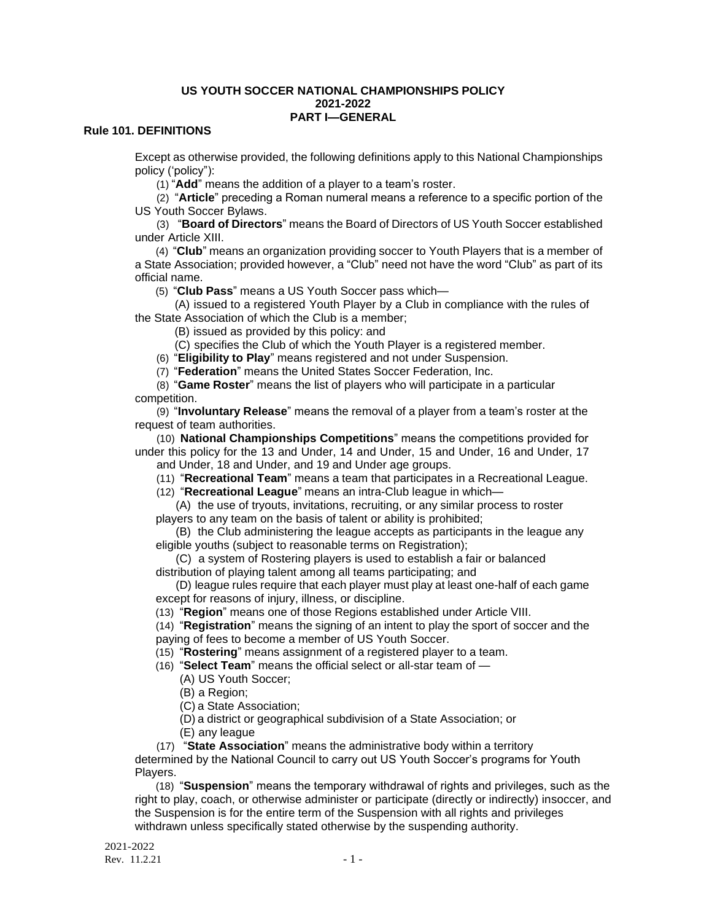# US YOUTH SOCCER NATIONAL CHAMPIONSHIPS POLICY
# 2021-2022
## PART I—GENERAL

### Rule 101. DEFINITIONS

Except as otherwise provided, the following definitions apply to this National Championships policy ('policy"):

(1) "**Add**" means the addition of a player to a team's roster.

(2) "**Article**" preceding a Roman numeral means a reference to a specific portion of the US Youth Soccer Bylaws.

(3) "**Board of Directors**" means the Board of Directors of US Youth Soccer established under Article XIII.

(4) "**Club**" means an organization providing soccer to Youth Players that is a member of a State Association; provided however, a "Club" need not have the word "Club" as part of its official name.

(5) "**Club Pass**" means a US Youth Soccer pass which—

(A) issued to a registered Youth Player by a Club in compliance with the rules of the State Association of which the Club is a member;

(B) issued as provided by this policy: and

(C) specifies the Club of which the Youth Player is a registered member.

(6) "**Eligibility to Play**" means registered and not under Suspension.

(7) "**Federation**" means the United States Soccer Federation, Inc.

(8) "**Game Roster**" means the list of players who will participate in a particular competition.

(9) "**Involuntary Release**" means the removal of a player from a team's roster at the request of team authorities.

(10) **National Championships Competitions**" means the competitions provided for under this policy for the 13 and Under, 14 and Under, 15 and Under, 16 and Under, 17 and Under, 18 and Under, and 19 and Under age groups.

(11) "**Recreational Team**" means a team that participates in a Recreational League.

(12) "**Recreational League**" means an intra-Club league in which—

(A) the use of tryouts, invitations, recruiting, or any similar process to roster players to any team on the basis of talent or ability is prohibited;

(B) the Club administering the league accepts as participants in the league any eligible youths (subject to reasonable terms on Registration);

(C) a system of Rostering players is used to establish a fair or balanced distribution of playing talent among all teams participating; and

(D) league rules require that each player must play at least one-half of each game except for reasons of injury, illness, or discipline.

(13) "**Region**" means one of those Regions established under Article VIII.

(14) "**Registration**" means the signing of an intent to play the sport of soccer and the paying of fees to become a member of US Youth Soccer.

(15) "**Rostering**" means assignment of a registered player to a team.

(16) "**Select Team**" means the official select or all-star team of —

(A) US Youth Soccer;

(B) a Region;

(C) a State Association;

(D) a district or geographical subdivision of a State Association; or

(E) any league

(17) "**State Association**" means the administrative body within a territory determined by the National Council to carry out US Youth Soccer's programs for Youth Players.

(18) "**Suspension**" means the temporary withdrawal of rights and privileges, such as the right to play, coach, or otherwise administer or participate (directly or indirectly) insoccer, and the Suspension is for the entire term of the Suspension with all rights and privileges withdrawn unless specifically stated otherwise by the suspending authority.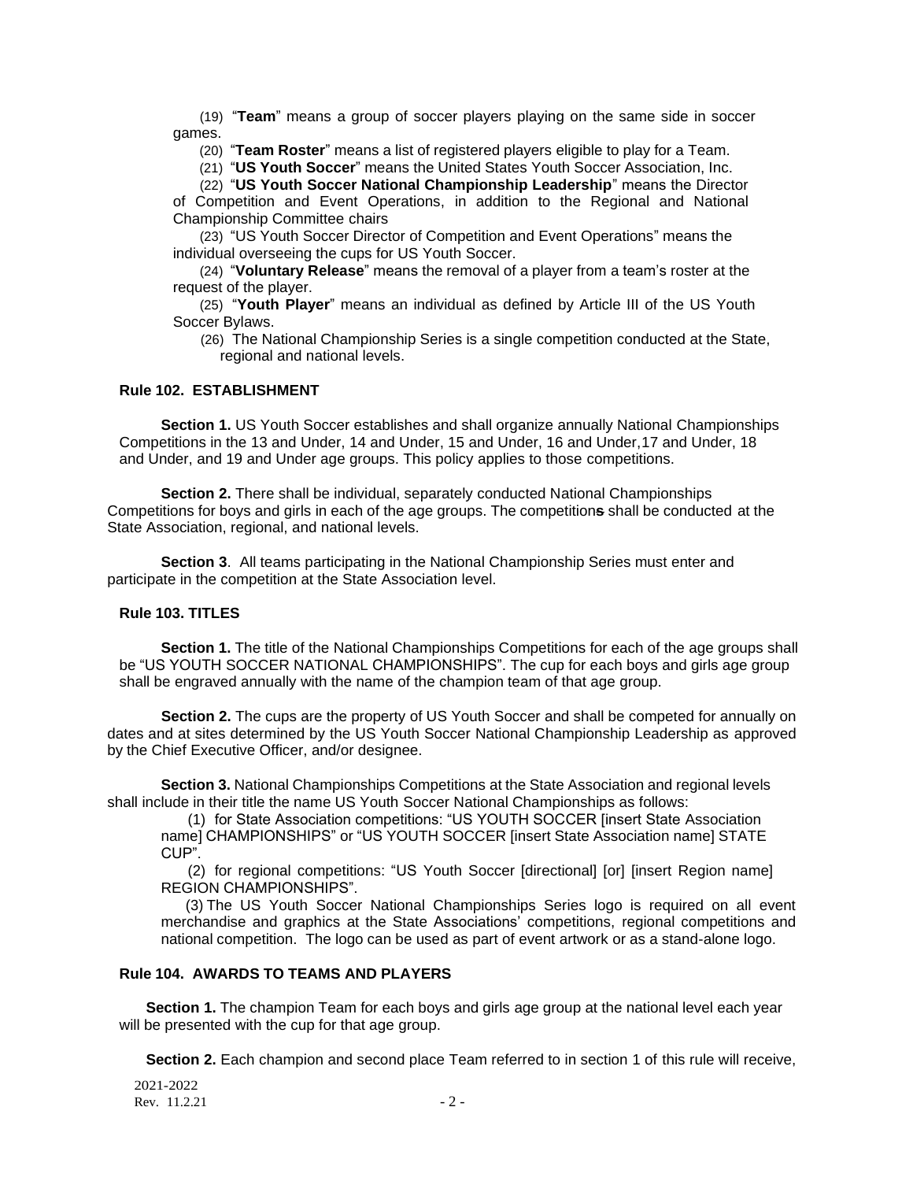(19) "**Team**" means a group of soccer players playing on the same side in soccer games.

(20) "**Team Roster**" means a list of registered players eligible to play for a Team.

(21) "**US Youth Soccer**" means the United States Youth Soccer Association, Inc.

(22) "**US Youth Soccer National Championship Leadership**" means the Director of Competition and Event Operations, in addition to the Regional and National Championship Committee chairs

(23) "US Youth Soccer Director of Competition and Event Operations" means the individual overseeing the cups for US Youth Soccer.

(24) "**Voluntary Release**" means the removal of a player from a team's roster at the request of the player.

(25) "**Youth Player**" means an individual as defined by Article III of the US Youth Soccer Bylaws.

(26) The National Championship Series is a single competition conducted at the State, regional and national levels.

### Rule 102. ESTABLISHMENT

**Section 1.** US Youth Soccer establishes and shall organize annually National Championships Competitions in the 13 and Under, 14 and Under, 15 and Under, 16 and Under,17 and Under, 18 and Under, and 19 and Under age groups. This policy applies to those competitions.

**Section 2.** There shall be individual, separately conducted National Championships Competitions for boys and girls in each of the age groups. The competitions shall be conducted at the State Association, regional, and national levels.

**Section 3**. All teams participating in the National Championship Series must enter and participate in the competition at the State Association level.

### Rule 103. TITLES

**Section 1.** The title of the National Championships Competitions for each of the age groups shall be "US YOUTH SOCCER NATIONAL CHAMPIONSHIPS". The cup for each boys and girls age group shall be engraved annually with the name of the champion team of that age group.

**Section 2.** The cups are the property of US Youth Soccer and shall be competed for annually on dates and at sites determined by the US Youth Soccer National Championship Leadership as approved by the Chief Executive Officer, and/or designee.

**Section 3.** National Championships Competitions at the State Association and regional levels shall include in their title the name US Youth Soccer National Championships as follows:

(1) for State Association competitions: "US YOUTH SOCCER [insert State Association name] CHAMPIONSHIPS" or "US YOUTH SOCCER [insert State Association name] STATE CUP".

(2) for regional competitions: "US Youth Soccer [directional] [or] [insert Region name] REGION CHAMPIONSHIPS".

(3) The US Youth Soccer National Championships Series logo is required on all event merchandise and graphics at the State Associations' competitions, regional competitions and national competition. The logo can be used as part of event artwork or as a stand-alone logo.

### Rule 104. AWARDS TO TEAMS AND PLAYERS

**Section 1.** The champion Team for each boys and girls age group at the national level each year will be presented with the cup for that age group.

**Section 2.** Each champion and second place Team referred to in section 1 of this rule will receive,

2021-2022
Rev. 11.2.21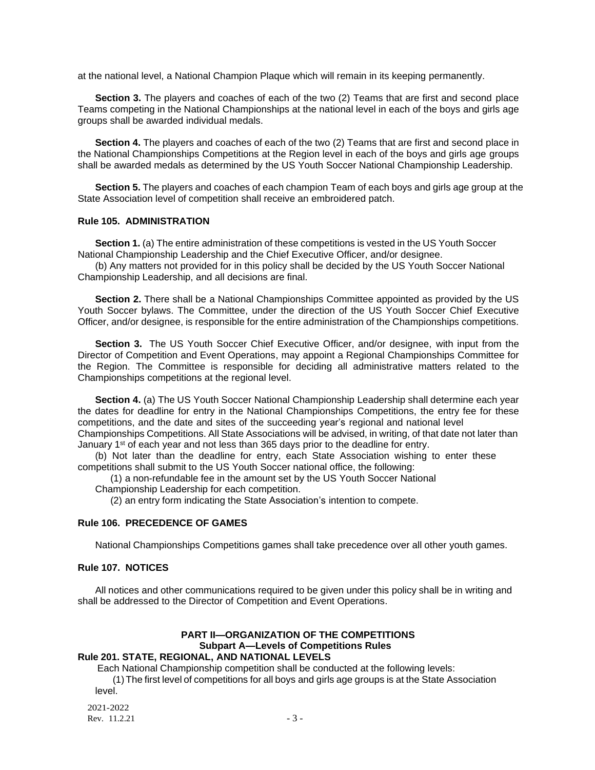at the national level, a National Champion Plaque which will remain in its keeping permanently.

**Section 3.** The players and coaches of each of the two (2) Teams that are first and second place Teams competing in the National Championships at the national level in each of the boys and girls age groups shall be awarded individual medals.

**Section 4.** The players and coaches of each of the two (2) Teams that are first and second place in the National Championships Competitions at the Region level in each of the boys and girls age groups shall be awarded medals as determined by the US Youth Soccer National Championship Leadership.

**Section 5.** The players and coaches of each champion Team of each boys and girls age group at the State Association level of competition shall receive an embroidered patch.

**Rule 105. ADMINISTRATION**

**Section 1.** (a) The entire administration of these competitions is vested in the US Youth Soccer National Championship Leadership and the Chief Executive Officer, and/or designee.

(b) Any matters not provided for in this policy shall be decided by the US Youth Soccer National Championship Leadership, and all decisions are final.

**Section 2.** There shall be a National Championships Committee appointed as provided by the US Youth Soccer bylaws. The Committee, under the direction of the US Youth Soccer Chief Executive Officer, and/or designee, is responsible for the entire administration of the Championships competitions.

**Section 3.** The US Youth Soccer Chief Executive Officer, and/or designee, with input from the Director of Competition and Event Operations, may appoint a Regional Championships Committee for the Region. The Committee is responsible for deciding all administrative matters related to the Championships competitions at the regional level.

**Section 4.** (a) The US Youth Soccer National Championship Leadership shall determine each year the dates for deadline for entry in the National Championships Competitions, the entry fee for these competitions, and the date and sites of the succeeding year's regional and national level Championships Competitions. All State Associations will be advised, in writing, of that date not later than January 1st of each year and not less than 365 days prior to the deadline for entry.

(b) Not later than the deadline for entry, each State Association wishing to enter these competitions shall submit to the US Youth Soccer national office, the following:

(1) a non-refundable fee in the amount set by the US Youth Soccer National Championship Leadership for each competition.

(2) an entry form indicating the State Association's intention to compete.

**Rule 106. PRECEDENCE OF GAMES**

National Championships Competitions games shall take precedence over all other youth games.

**Rule 107. NOTICES**

All notices and other communications required to be given under this policy shall be in writing and shall be addressed to the Director of Competition and Event Operations.

## PART II—ORGANIZATION OF THE COMPETITIONS

### Subpart A—Levels of Competitions Rules

**Rule 201. STATE, REGIONAL, AND NATIONAL LEVELS**

Each National Championship competition shall be conducted at the following levels:

(1) The first level of competitions for all boys and girls age groups is at the State Association level.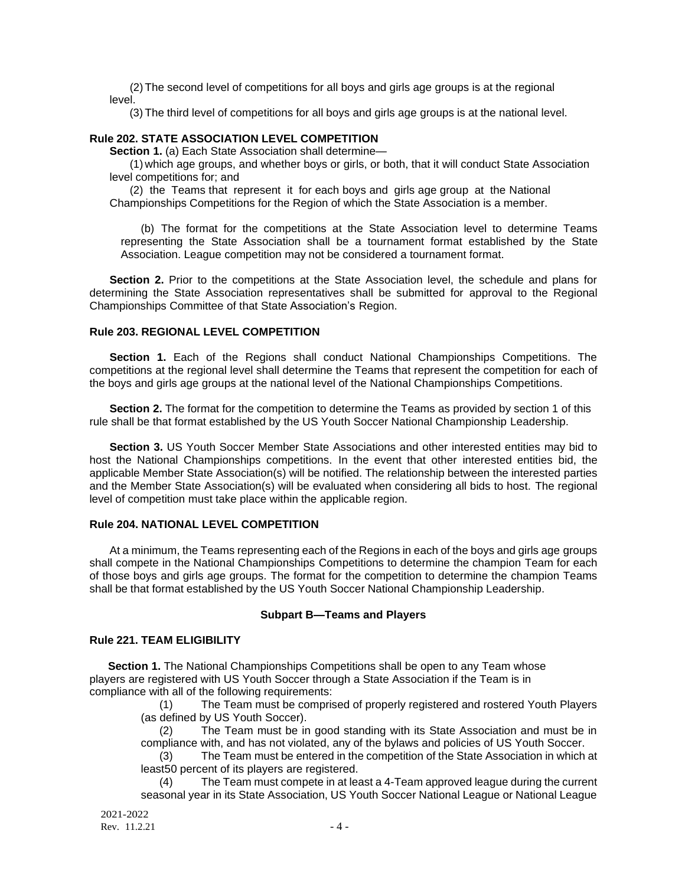(2) The second level of competitions for all boys and girls age groups is at the regional level.

(3) The third level of competitions for all boys and girls age groups is at the national level.

**Rule 202. STATE ASSOCIATION LEVEL COMPETITION**

**Section 1.** (a) Each State Association shall determine—

(1) which age groups, and whether boys or girls, or both, that it will conduct State Association level competitions for; and

(2) the Teams that represent it for each boys and girls age group at the National Championships Competitions for the Region of which the State Association is a member.

(b) The format for the competitions at the State Association level to determine Teams representing the State Association shall be a tournament format established by the State Association. League competition may not be considered a tournament format.

**Section 2.** Prior to the competitions at the State Association level, the schedule and plans for determining the State Association representatives shall be submitted for approval to the Regional Championships Committee of that State Association's Region.

**Rule 203. REGIONAL LEVEL COMPETITION**

**Section 1.** Each of the Regions shall conduct National Championships Competitions. The competitions at the regional level shall determine the Teams that represent the competition for each of the boys and girls age groups at the national level of the National Championships Competitions.

**Section 2.** The format for the competition to determine the Teams as provided by section 1 of this rule shall be that format established by the US Youth Soccer National Championship Leadership.

**Section 3.** US Youth Soccer Member State Associations and other interested entities may bid to host the National Championships competitions. In the event that other interested entities bid, the applicable Member State Association(s) will be notified. The relationship between the interested parties and the Member State Association(s) will be evaluated when considering all bids to host. The regional level of competition must take place within the applicable region.

**Rule 204. NATIONAL LEVEL COMPETITION**

At a minimum, the Teams representing each of the Regions in each of the boys and girls age groups shall compete in the National Championships Competitions to determine the champion Team for each of those boys and girls age groups. The format for the competition to determine the champion Teams shall be that format established by the US Youth Soccer National Championship Leadership.

**Subpart B—Teams and Players**

**Rule 221. TEAM ELIGIBILITY**

**Section 1.** The National Championships Competitions shall be open to any Team whose players are registered with US Youth Soccer through a State Association if the Team is in compliance with all of the following requirements:

(1) The Team must be comprised of properly registered and rostered Youth Players (as defined by US Youth Soccer).

(2) The Team must be in good standing with its State Association and must be in compliance with, and has not violated, any of the bylaws and policies of US Youth Soccer.

(3) The Team must be entered in the competition of the State Association in which at least50 percent of its players are registered.

(4) The Team must compete in at least a 4-Team approved league during the current seasonal year in its State Association, US Youth Soccer National League or National League

2021-2022
Rev. 11.2.21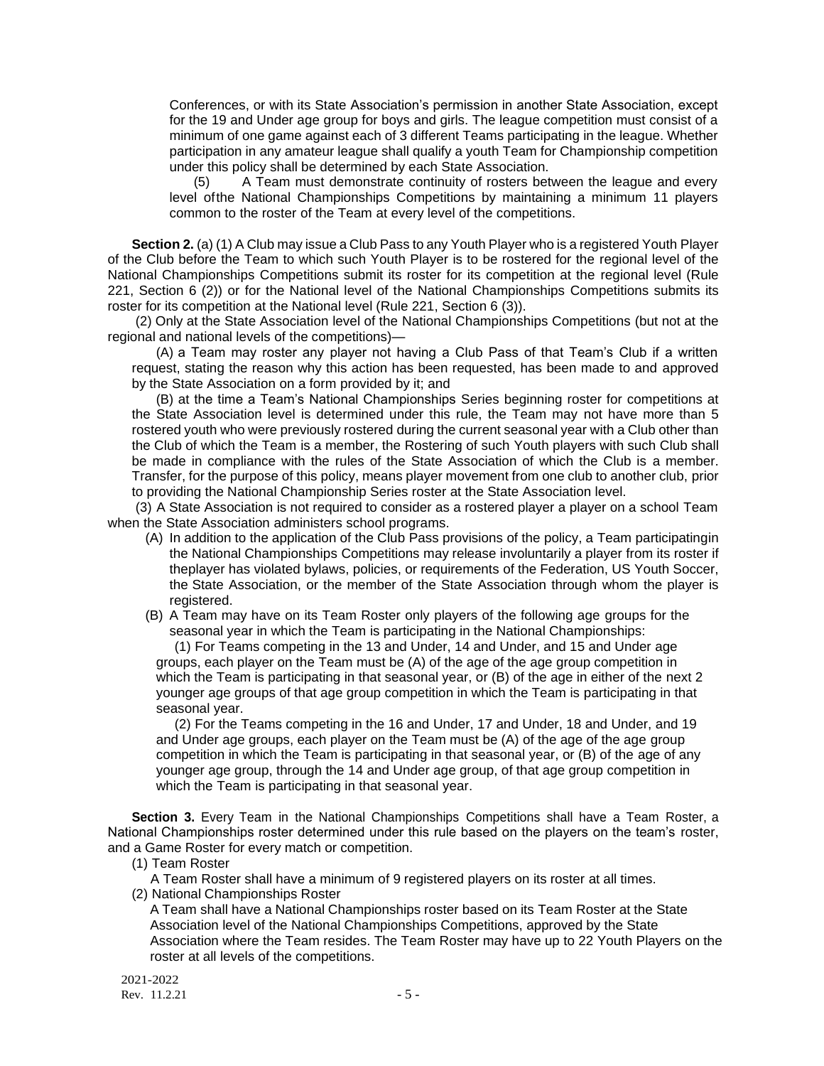Conferences, or with its State Association's permission in another State Association, except for the 19 and Under age group for boys and girls. The league competition must consist of a minimum of one game against each of 3 different Teams participating in the league. Whether participation in any amateur league shall qualify a youth Team for Championship competition under this policy shall be determined by each State Association.

(5) A Team must demonstrate continuity of rosters between the league and every level ofthe National Championships Competitions by maintaining a minimum 11 players common to the roster of the Team at every level of the competitions.

**Section 2.** (a) (1) A Club may issue a Club Pass to any Youth Player who is a registered Youth Player of the Club before the Team to which such Youth Player is to be rostered for the regional level of the National Championships Competitions submit its roster for its competition at the regional level (Rule 221, Section 6 (2)) or for the National level of the National Championships Competitions submits its roster for its competition at the National level (Rule 221, Section 6 (3)).

(2) Only at the State Association level of the National Championships Competitions (but not at the regional and national levels of the competitions)—

(A) a Team may roster any player not having a Club Pass of that Team's Club if a written request, stating the reason why this action has been requested, has been made to and approved by the State Association on a form provided by it; and

(B) at the time a Team's National Championships Series beginning roster for competitions at the State Association level is determined under this rule, the Team may not have more than 5 rostered youth who were previously rostered during the current seasonal year with a Club other than the Club of which the Team is a member, the Rostering of such Youth players with such Club shall be made in compliance with the rules of the State Association of which the Club is a member. Transfer, for the purpose of this policy, means player movement from one club to another club, prior to providing the National Championship Series roster at the State Association level.

(3) A State Association is not required to consider as a rostered player a player on a school Team when the State Association administers school programs.

(A) In addition to the application of the Club Pass provisions of the policy, a Team participatingin the National Championships Competitions may release involuntarily a player from its roster if theplayer has violated bylaws, policies, or requirements of the Federation, US Youth Soccer, the State Association, or the member of the State Association through whom the player is registered.

(B) A Team may have on its Team Roster only players of the following age groups for the seasonal year in which the Team is participating in the National Championships:

(1) For Teams competing in the 13 and Under, 14 and Under, and 15 and Under age groups, each player on the Team must be (A) of the age of the age group competition in which the Team is participating in that seasonal year, or (B) of the age in either of the next 2 younger age groups of that age group competition in which the Team is participating in that seasonal year.

(2) For the Teams competing in the 16 and Under, 17 and Under, 18 and Under, and 19 and Under age groups, each player on the Team must be (A) of the age of the age group competition in which the Team is participating in that seasonal year, or (B) of the age of any younger age group, through the 14 and Under age group, of that age group competition in which the Team is participating in that seasonal year.

**Section 3.** Every Team in the National Championships Competitions shall have a Team Roster, a National Championships roster determined under this rule based on the players on the team's roster, and a Game Roster for every match or competition.

(1) Team Roster

A Team Roster shall have a minimum of 9 registered players on its roster at all times.

(2) National Championships Roster

A Team shall have a National Championships roster based on its Team Roster at the State Association level of the National Championships Competitions, approved by the State Association where the Team resides. The Team Roster may have up to 22 Youth Players on the roster at all levels of the competitions.

2021-2022
Rev. 11.2.21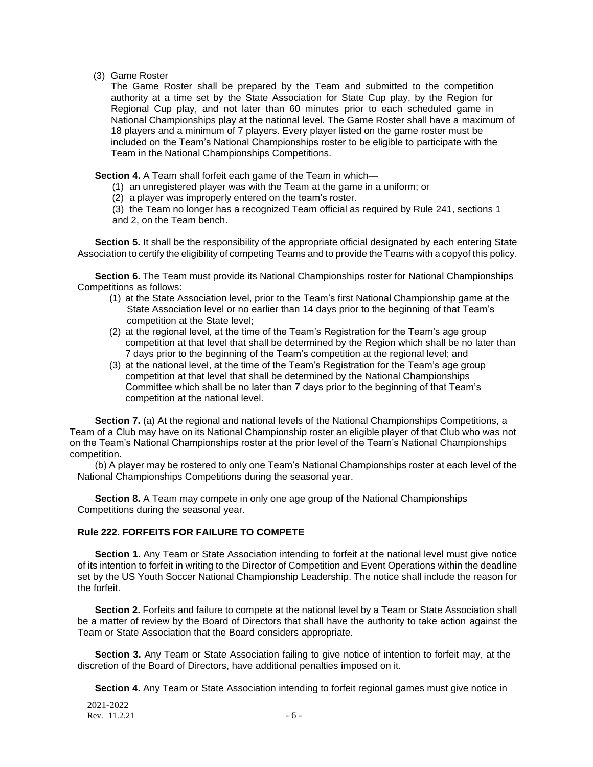(3) Game Roster

The Game Roster shall be prepared by the Team and submitted to the competition authority at a time set by the State Association for State Cup play, by the Region for Regional Cup play, and not later than 60 minutes prior to each scheduled game in National Championships play at the national level. The Game Roster shall have a maximum of 18 players and a minimum of 7 players. Every player listed on the game roster must be included on the Team's National Championships roster to be eligible to participate with the Team in the National Championships Competitions.

**Section 4.** A Team shall forfeit each game of the Team in which—

(1) an unregistered player was with the Team at the game in a uniform; or

(2) a player was improperly entered on the team's roster.

(3) the Team no longer has a recognized Team official as required by Rule 241, sections 1 and 2, on the Team bench.

**Section 5.** It shall be the responsibility of the appropriate official designated by each entering State Association to certify the eligibility of competing Teams and to provide the Teams with a copyof this policy.

**Section 6.** The Team must provide its National Championships roster for National Championships Competitions as follows:

(1) at the State Association level, prior to the Team's first National Championship game at the State Association level or no earlier than 14 days prior to the beginning of that Team's competition at the State level;

(2) at the regional level, at the time of the Team's Registration for the Team's age group competition at that level that shall be determined by the Region which shall be no later than 7 days prior to the beginning of the Team's competition at the regional level; and

(3) at the national level, at the time of the Team's Registration for the Team's age group competition at that level that shall be determined by the National Championships Committee which shall be no later than 7 days prior to the beginning of that Team's competition at the national level.

**Section 7.** (a) At the regional and national levels of the National Championships Competitions, a Team of a Club may have on its National Championship roster an eligible player of that Club who was not on the Team's National Championships roster at the prior level of the Team's National Championships competition.

(b) A player may be rostered to only one Team's National Championships roster at each level of the National Championships Competitions during the seasonal year.

**Section 8.** A Team may compete in only one age group of the National Championships Competitions during the seasonal year.

### Rule 222. FORFEITS FOR FAILURE TO COMPETE

**Section 1.** Any Team or State Association intending to forfeit at the national level must give notice of its intention to forfeit in writing to the Director of Competition and Event Operations within the deadline set by the US Youth Soccer National Championship Leadership. The notice shall include the reason for the forfeit.

**Section 2.** Forfeits and failure to compete at the national level by a Team or State Association shall be a matter of review by the Board of Directors that shall have the authority to take action against the Team or State Association that the Board considers appropriate.

**Section 3.** Any Team or State Association failing to give notice of intention to forfeit may, at the discretion of the Board of Directors, have additional penalties imposed on it.

**Section 4.** Any Team or State Association intending to forfeit regional games must give notice in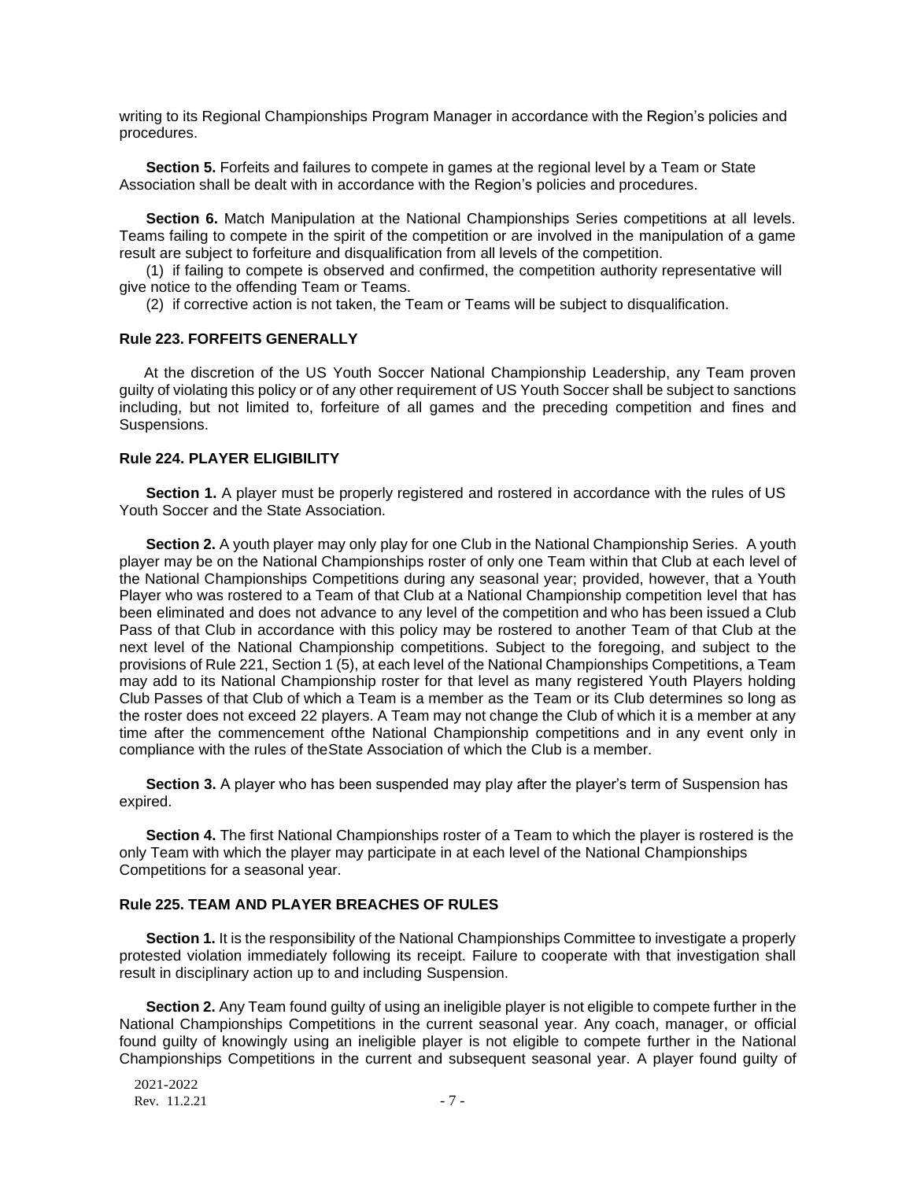writing to its Regional Championships Program Manager in accordance with the Region's policies and procedures.

**Section 5.** Forfeits and failures to compete in games at the regional level by a Team or State Association shall be dealt with in accordance with the Region's policies and procedures.

**Section 6.** Match Manipulation at the National Championships Series competitions at all levels. Teams failing to compete in the spirit of the competition or are involved in the manipulation of a game result are subject to forfeiture and disqualification from all levels of the competition.

(1) if failing to compete is observed and confirmed, the competition authority representative will give notice to the offending Team or Teams.

(2) if corrective action is not taken, the Team or Teams will be subject to disqualification.

### Rule 223. FORFEITS GENERALLY

At the discretion of the US Youth Soccer National Championship Leadership, any Team proven guilty of violating this policy or of any other requirement of US Youth Soccer shall be subject to sanctions including, but not limited to, forfeiture of all games and the preceding competition and fines and Suspensions.

### Rule 224. PLAYER ELIGIBILITY

**Section 1.** A player must be properly registered and rostered in accordance with the rules of US Youth Soccer and the State Association.

**Section 2.** A youth player may only play for one Club in the National Championship Series. A youth player may be on the National Championships roster of only one Team within that Club at each level of the National Championships Competitions during any seasonal year; provided, however, that a Youth Player who was rostered to a Team of that Club at a National Championship competition level that has been eliminated and does not advance to any level of the competition and who has been issued a Club Pass of that Club in accordance with this policy may be rostered to another Team of that Club at the next level of the National Championship competitions. Subject to the foregoing, and subject to the provisions of Rule 221, Section 1 (5), at each level of the National Championships Competitions, a Team may add to its National Championship roster for that level as many registered Youth Players holding Club Passes of that Club of which a Team is a member as the Team or its Club determines so long as the roster does not exceed 22 players. A Team may not change the Club of which it is a member at any time after the commencement ofthe National Championship competitions and in any event only in compliance with the rules of theState Association of which the Club is a member.

**Section 3.** A player who has been suspended may play after the player's term of Suspension has expired.

**Section 4.** The first National Championships roster of a Team to which the player is rostered is the only Team with which the player may participate in at each level of the National Championships Competitions for a seasonal year.

### Rule 225. TEAM AND PLAYER BREACHES OF RULES

**Section 1.** It is the responsibility of the National Championships Committee to investigate a properly protested violation immediately following its receipt. Failure to cooperate with that investigation shall result in disciplinary action up to and including Suspension.

**Section 2.** Any Team found guilty of using an ineligible player is not eligible to compete further in the National Championships Competitions in the current seasonal year. Any coach, manager, or official found guilty of knowingly using an ineligible player is not eligible to compete further in the National Championships Competitions in the current and subsequent seasonal year. A player found guilty of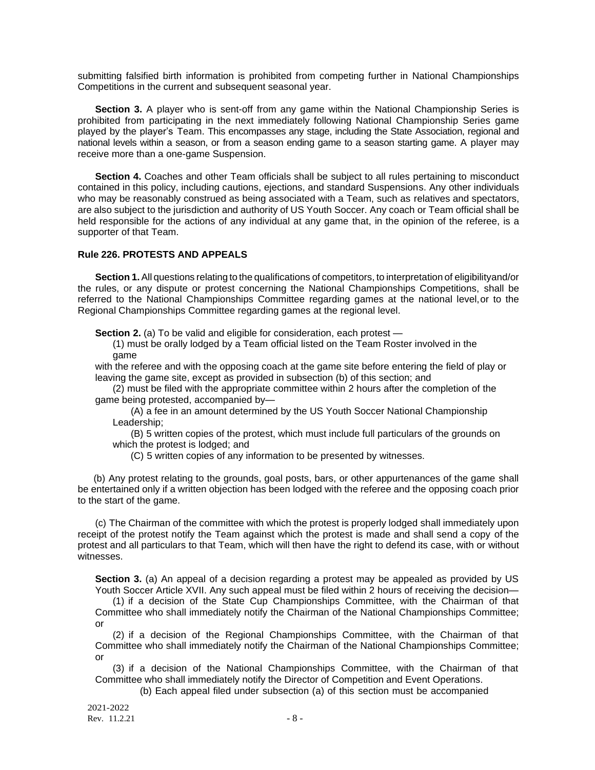submitting falsified birth information is prohibited from competing further in National Championships Competitions in the current and subsequent seasonal year.

**Section 3.** A player who is sent-off from any game within the National Championship Series is prohibited from participating in the next immediately following National Championship Series game played by the player's Team. This encompasses any stage, including the State Association, regional and national levels within a season, or from a season ending game to a season starting game. A player may receive more than a one-game Suspension.

**Section 4.** Coaches and other Team officials shall be subject to all rules pertaining to misconduct contained in this policy, including cautions, ejections, and standard Suspensions. Any other individuals who may be reasonably construed as being associated with a Team, such as relatives and spectators, are also subject to the jurisdiction and authority of US Youth Soccer. Any coach or Team official shall be held responsible for the actions of any individual at any game that, in the opinion of the referee, is a supporter of that Team.

**Rule 226. PROTESTS AND APPEALS**

**Section 1.** All questions relating to the qualifications of competitors, to interpretation of eligibilityand/or the rules, or any dispute or protest concerning the National Championships Competitions, shall be referred to the National Championships Committee regarding games at the national level, or to the Regional Championships Committee regarding games at the regional level.

**Section 2.** (a) To be valid and eligible for consideration, each protest —

(1) must be orally lodged by a Team official listed on the Team Roster involved in the game

with the referee and with the opposing coach at the game site before entering the field of play or leaving the game site, except as provided in subsection (b) of this section; and

(2) must be filed with the appropriate committee within 2 hours after the completion of the game being protested, accompanied by—

(A) a fee in an amount determined by the US Youth Soccer National Championship Leadership;

(B) 5 written copies of the protest, which must include full particulars of the grounds on which the protest is lodged; and

(C) 5 written copies of any information to be presented by witnesses.

(b) Any protest relating to the grounds, goal posts, bars, or other appurtenances of the game shall be entertained only if a written objection has been lodged with the referee and the opposing coach prior to the start of the game.

(c) The Chairman of the committee with which the protest is properly lodged shall immediately upon receipt of the protest notify the Team against which the protest is made and shall send a copy of the protest and all particulars to that Team, which will then have the right to defend its case, with or without witnesses.

**Section 3.** (a) An appeal of a decision regarding a protest may be appealed as provided by US Youth Soccer Article XVII. Any such appeal must be filed within 2 hours of receiving the decision—

(1) if a decision of the State Cup Championships Committee, with the Chairman of that Committee who shall immediately notify the Chairman of the National Championships Committee; or

(2) if a decision of the Regional Championships Committee, with the Chairman of that Committee who shall immediately notify the Chairman of the National Championships Committee; or

(3) if a decision of the National Championships Committee, with the Chairman of that Committee who shall immediately notify the Director of Competition and Event Operations.

(b) Each appeal filed under subsection (a) of this section must be accompanied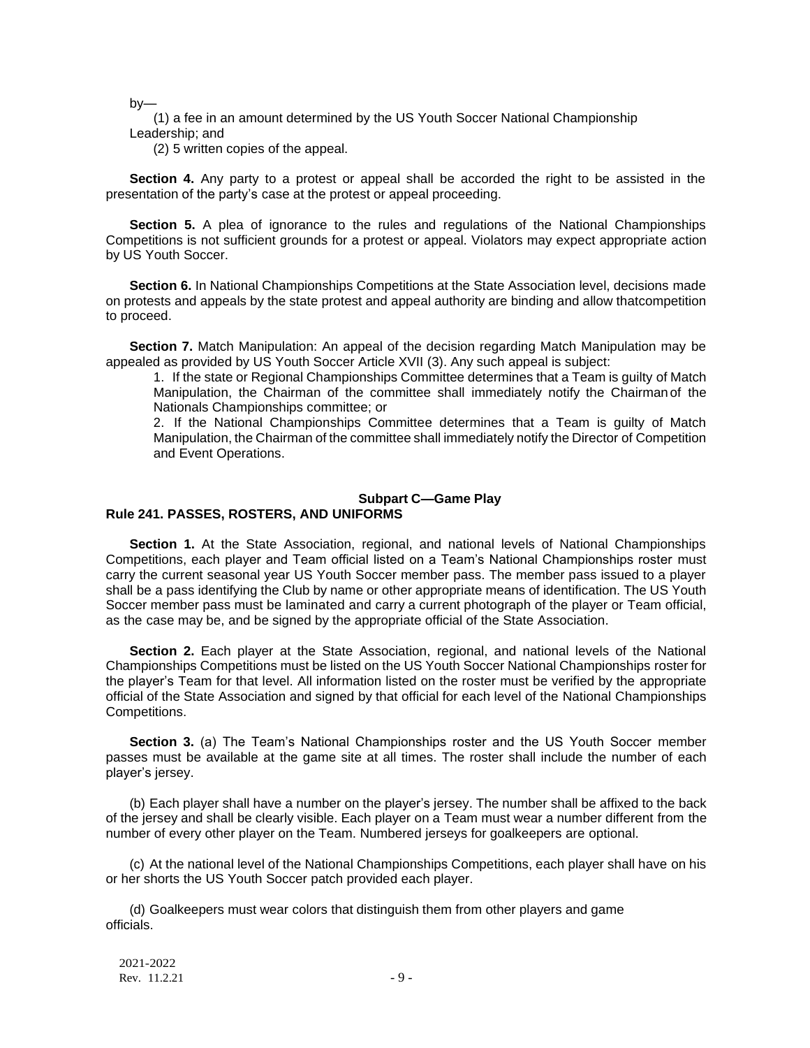by—

(1) a fee in an amount determined by the US Youth Soccer National Championship Leadership; and

(2) 5 written copies of the appeal.

**Section 4.** Any party to a protest or appeal shall be accorded the right to be assisted in the presentation of the party's case at the protest or appeal proceeding.

**Section 5.** A plea of ignorance to the rules and regulations of the National Championships Competitions is not sufficient grounds for a protest or appeal. Violators may expect appropriate action by US Youth Soccer.

**Section 6.** In National Championships Competitions at the State Association level, decisions made on protests and appeals by the state protest and appeal authority are binding and allow thatcompetition to proceed.

**Section 7.** Match Manipulation: An appeal of the decision regarding Match Manipulation may be appealed as provided by US Youth Soccer Article XVII (3). Any such appeal is subject:

1. If the state or Regional Championships Committee determines that a Team is guilty of Match Manipulation, the Chairman of the committee shall immediately notify the Chairman of the Nationals Championships committee; or

2. If the National Championships Committee determines that a Team is guilty of Match Manipulation, the Chairman of the committee shall immediately notify the Director of Competition and Event Operations.

## Subpart C—Game Play

### Rule 241. PASSES, ROSTERS, AND UNIFORMS

**Section 1.** At the State Association, regional, and national levels of National Championships Competitions, each player and Team official listed on a Team's National Championships roster must carry the current seasonal year US Youth Soccer member pass. The member pass issued to a player shall be a pass identifying the Club by name or other appropriate means of identification. The US Youth Soccer member pass must be laminated and carry a current photograph of the player or Team official, as the case may be, and be signed by the appropriate official of the State Association.

**Section 2.** Each player at the State Association, regional, and national levels of the National Championships Competitions must be listed on the US Youth Soccer National Championships roster for the player's Team for that level. All information listed on the roster must be verified by the appropriate official of the State Association and signed by that official for each level of the National Championships Competitions.

**Section 3.** (a) The Team's National Championships roster and the US Youth Soccer member passes must be available at the game site at all times. The roster shall include the number of each player's jersey.

(b) Each player shall have a number on the player's jersey. The number shall be affixed to the back of the jersey and shall be clearly visible. Each player on a Team must wear a number different from the number of every other player on the Team. Numbered jerseys for goalkeepers are optional.

(c) At the national level of the National Championships Competitions, each player shall have on his or her shorts the US Youth Soccer patch provided each player.

(d) Goalkeepers must wear colors that distinguish them from other players and game officials.

2021-2022
Rev. 11.2.21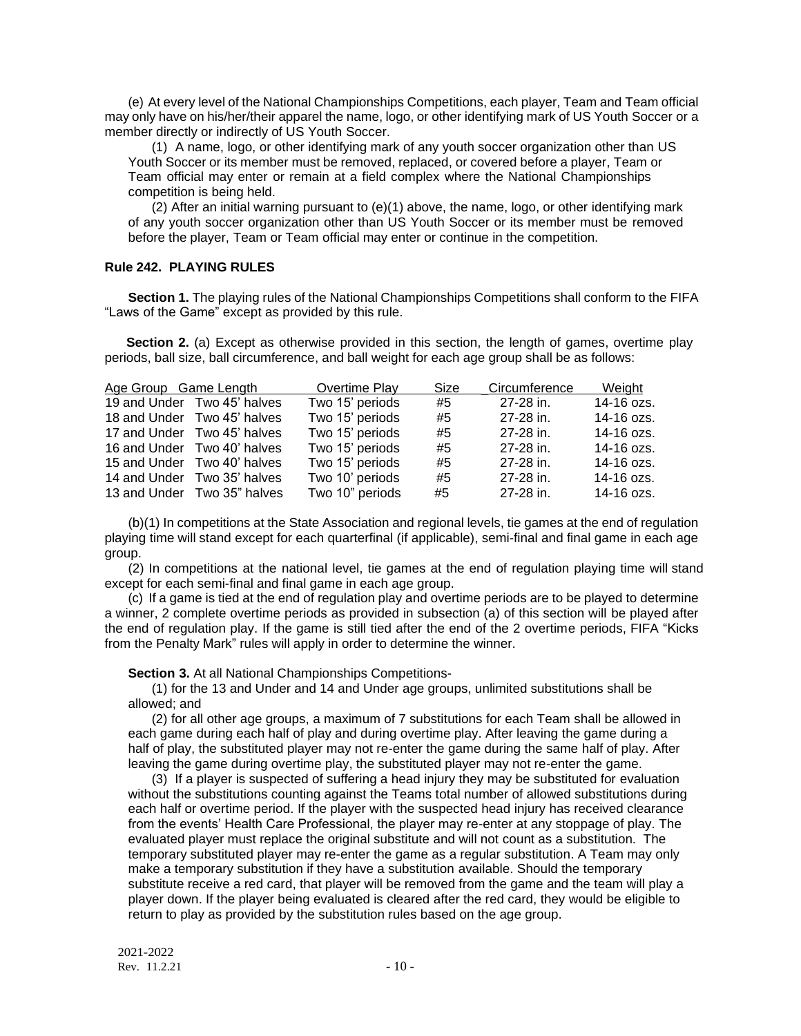(e) At every level of the National Championships Competitions, each player, Team and Team official may only have on his/her/their apparel the name, logo, or other identifying mark of US Youth Soccer or a member directly or indirectly of US Youth Soccer.

(1) A name, logo, or other identifying mark of any youth soccer organization other than US Youth Soccer or its member must be removed, replaced, or covered before a player, Team or Team official may enter or remain at a field complex where the National Championships competition is being held.

(2) After an initial warning pursuant to (e)(1) above, the name, logo, or other identifying mark of any youth soccer organization other than US Youth Soccer or its member must be removed before the player, Team or Team official may enter or continue in the competition.

### Rule 242. PLAYING RULES

**Section 1.** The playing rules of the National Championships Competitions shall conform to the FIFA "Laws of the Game" except as provided by this rule.

**Section 2.** (a) Except as otherwise provided in this section, the length of games, overtime play periods, ball size, ball circumference, and ball weight for each age group shall be as follows:

| Age Group | Game Length | Overtime Play | Size | Circumference | Weight |
|---|---|---|---|---|---|
| 19 and Under | Two 45' halves | Two 15' periods | #5 | 27-28 in. | 14-16 ozs. |
| 18 and Under | Two 45' halves | Two 15' periods | #5 | 27-28 in. | 14-16 ozs. |
| 17 and Under | Two 45' halves | Two 15' periods | #5 | 27-28 in. | 14-16 ozs. |
| 16 and Under | Two 40' halves | Two 15' periods | #5 | 27-28 in. | 14-16 ozs. |
| 15 and Under | Two 40' halves | Two 15' periods | #5 | 27-28 in. | 14-16 ozs. |
| 14 and Under | Two 35' halves | Two 10' periods | #5 | 27-28 in. | 14-16 ozs. |
| 13 and Under | Two 35" halves | Two 10" periods | #5 | 27-28 in. | 14-16 ozs. |

(b)(1) In competitions at the State Association and regional levels, tie games at the end of regulation playing time will stand except for each quarterfinal (if applicable), semi-final and final game in each age group.

(2) In competitions at the national level, tie games at the end of regulation playing time will stand except for each semi-final and final game in each age group.

(c) If a game is tied at the end of regulation play and overtime periods are to be played to determine a winner, 2 complete overtime periods as provided in subsection (a) of this section will be played after the end of regulation play. If the game is still tied after the end of the 2 overtime periods, FIFA "Kicks from the Penalty Mark" rules will apply in order to determine the winner.

**Section 3.** At all National Championships Competitions-

(1) for the 13 and Under and 14 and Under age groups, unlimited substitutions shall be allowed; and

(2) for all other age groups, a maximum of 7 substitutions for each Team shall be allowed in each game during each half of play and during overtime play. After leaving the game during a half of play, the substituted player may not re-enter the game during the same half of play. After leaving the game during overtime play, the substituted player may not re-enter the game.

(3) If a player is suspected of suffering a head injury they may be substituted for evaluation without the substitutions counting against the Teams total number of allowed substitutions during each half or overtime period. If the player with the suspected head injury has received clearance from the events' Health Care Professional, the player may re-enter at any stoppage of play. The evaluated player must replace the original substitute and will not count as a substitution. The temporary substituted player may re-enter the game as a regular substitution. A Team may only make a temporary substitution if they have a substitution available. Should the temporary substitute receive a red card, that player will be removed from the game and the team will play a player down. If the player being evaluated is cleared after the red card, they would be eligible to return to play as provided by the substitution rules based on the age group.

2021-2022
Rev. 11.2.21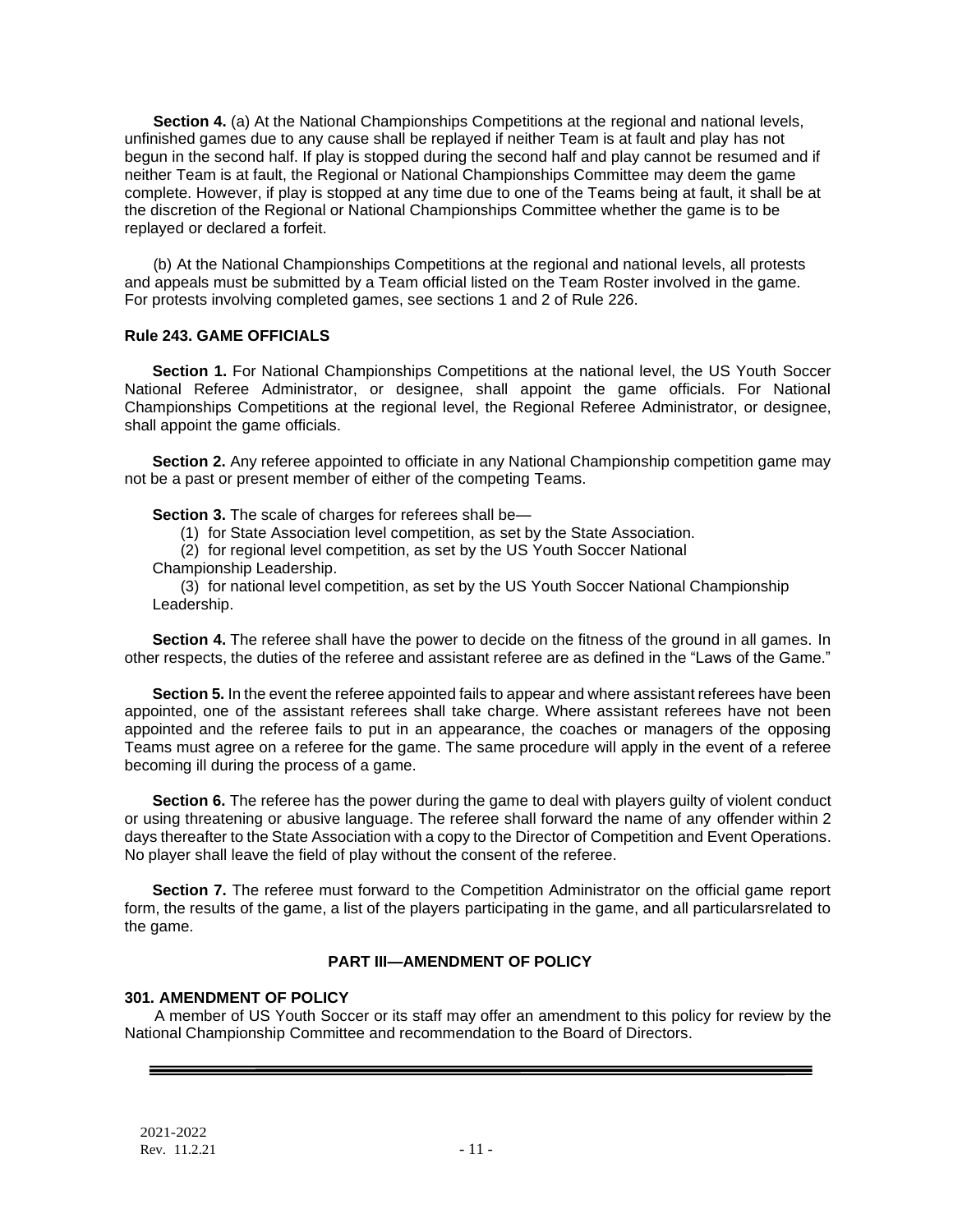**Section 4.** (a) At the National Championships Competitions at the regional and national levels, unfinished games due to any cause shall be replayed if neither Team is at fault and play has not begun in the second half. If play is stopped during the second half and play cannot be resumed and if neither Team is at fault, the Regional or National Championships Committee may deem the game complete. However, if play is stopped at any time due to one of the Teams being at fault, it shall be at the discretion of the Regional or National Championships Committee whether the game is to be replayed or declared a forfeit.

(b) At the National Championships Competitions at the regional and national levels, all protests and appeals must be submitted by a Team official listed on the Team Roster involved in the game. For protests involving completed games, see sections 1 and 2 of Rule 226.

### Rule 243. GAME OFFICIALS

**Section 1.** For National Championships Competitions at the national level, the US Youth Soccer National Referee Administrator, or designee, shall appoint the game officials. For National Championships Competitions at the regional level, the Regional Referee Administrator, or designee, shall appoint the game officials.

**Section 2.** Any referee appointed to officiate in any National Championship competition game may not be a past or present member of either of the competing Teams.

**Section 3.** The scale of charges for referees shall be—

(1) for State Association level competition, as set by the State Association.

(2) for regional level competition, as set by the US Youth Soccer National Championship Leadership.

(3) for national level competition, as set by the US Youth Soccer National Championship Leadership.

**Section 4.** The referee shall have the power to decide on the fitness of the ground in all games. In other respects, the duties of the referee and assistant referee are as defined in the "Laws of the Game."

**Section 5.** In the event the referee appointed fails to appear and where assistant referees have been appointed, one of the assistant referees shall take charge. Where assistant referees have not been appointed and the referee fails to put in an appearance, the coaches or managers of the opposing Teams must agree on a referee for the game. The same procedure will apply in the event of a referee becoming ill during the process of a game.

**Section 6.** The referee has the power during the game to deal with players guilty of violent conduct or using threatening or abusive language. The referee shall forward the name of any offender within 2 days thereafter to the State Association with a copy to the Director of Competition and Event Operations. No player shall leave the field of play without the consent of the referee.

**Section 7.** The referee must forward to the Competition Administrator on the official game report form, the results of the game, a list of the players participating in the game, and all particularsrelated to the game.

## PART III—AMENDMENT OF POLICY

### 301. AMENDMENT OF POLICY

A member of US Youth Soccer or its staff may offer an amendment to this policy for review by the National Championship Committee and recommendation to the Board of Directors.

---

2021-2022
Rev. 11.2.21